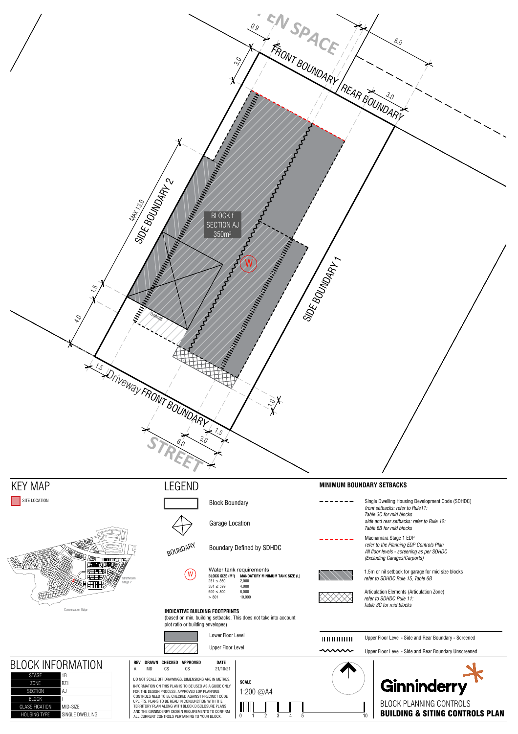OPEN SPACE

0.9

3.0

FRONT BOUNDARY

REAR BOUNDARY

6.0

3.0

SIDE BOUNDARY 2

MAX 13.0

BLOCK f
SECTION AJ
350m²

W

SIDE BOUNDARY 1

1.5

4.0

GARAGE

1.5

Driveway FRONT BOUNDARY

1.0

1.5

3.0

6.0

STREET

# KEY MAP

SITE LOCATION

Strathnairn Stage 2

Conservation Edge

# LEGEND

Block Boundary

Garage Location

BOUNDARY — Boundary Defined by SDHDC

Water tank requirements

| BLOCK SIZE (M²) | MANDATORY MINIMUM TANK SIZE (L) |
|---|---|
| 251 ≤ 350 | 2,000 |
| 351 ≤ 599 | 4,000 |
| 600 ≤ 800 | 6,000 |
| > 801 | 10,000 |

**INDICATIVE BUILDING FOOTPRINTS**
(based on min. building setbacks. This does not take into account plot ratio or building envelopes)

Lower Floor Level

Upper Floor Level

## MINIMUM BOUNDARY SETBACKS

Single Dwelling Housing Development Code (SDHDC)
*front setbacks: refer to Rule11: Table 3C for mid blocks*
*side and rear setbacks: refer to Rule 12: Table 6B for mid blocks*

Macnamara Stage 1 EDP
*refer to the Planning EDP Controls Plan*
*All floor levels - screening as per SDHDC (Excluding Garages/Carports)*

1.5m or nil setback for garage for mid size blocks
*refer to SDHDC Rule 15, Table 6B*

Articulation Elements (Articulation Zone)
*refer to SDHDC Rule 11: Table 3C for mid blocks*

Upper Floor Level - Side and Rear Boundary - Screened

Upper Floor Level - Side and Rear Boundary Unscreened

# BLOCK INFORMATION

| | |
|---|---|
| STAGE | 1B |
| ZONE | RZ1 |
| SECTION | AJ |
| BLOCK | f |
| CLASSIFICATION | MID-SIZE |
| HOUSING TYPE | SINGLE DWELLING |

| REV | DRAWN | CHECKED | APPROVED | DATE |
|---|---|---|---|---|
| A | MD | CS | CS | 21/10/21 |

DO NOT SCALE OFF DRAWINGS. DIMENSIONS ARE IN METRES.

INFORMATION ON THIS PLAN IS TO BE USED AS A GUIDE ONLY FOR THE DESIGN PROCESS. APPROVED EDP PLANNING CONTROLS NEED TO BE CHECKED AGAINST PRECINCT CODE UPLIFTS. PLANS TO BE READ IN CONJUNCTION WITH THE TERRITORY PLAN ALONG WITH BLOCK DISCLOSURE PLANS AND THE GINNINDERRY DESIGN REQUIREMENTS TO CONFIRM ALL CURRENT CONTROLS PERTAINING TO YOUR BLOCK.

**SCALE**
1:200 @A4

0 1 2 3 4 5 10

Ginninderry

BLOCK PLANNING CONTROLS
**BUILDING & SITING CONTROLS PLAN**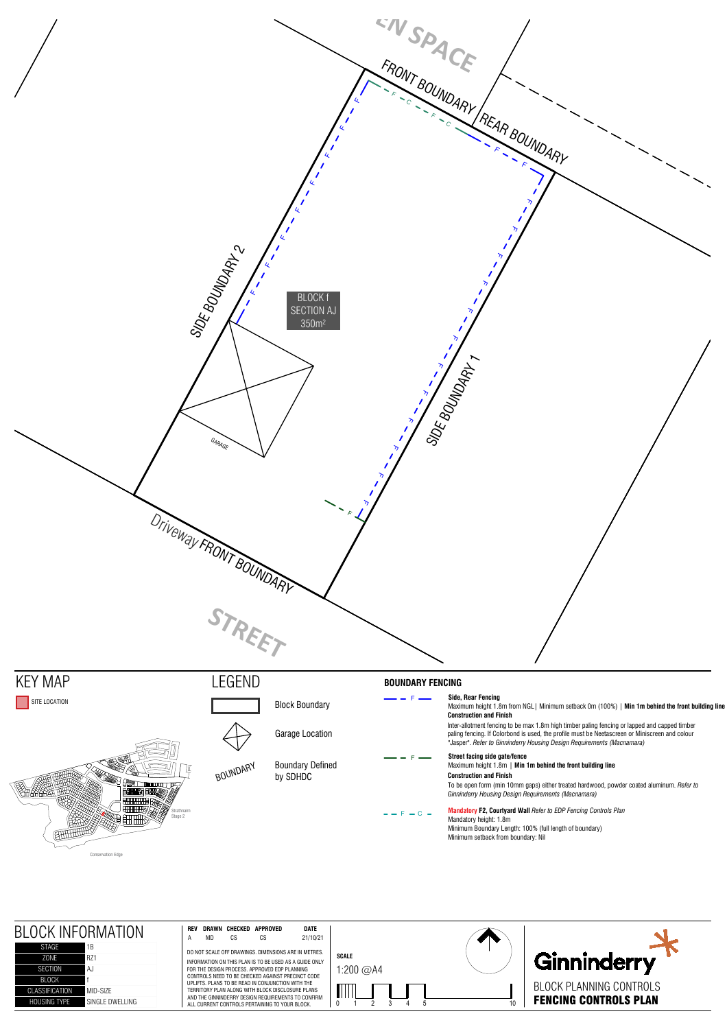OPEN SPACE

FRONT BOUNDARY

REAR BOUNDARY

SIDE BOUNDARY 2

SIDE BOUNDARY 1

BLOCK f
SECTION AJ
350m²

GARAGE

Driveway FRONT BOUNDARY

STREET

# KEY MAP

SITE LOCATION

Strathnairn Stage 2

Conservation Edge

# LEGEND

Block Boundary

Garage Location

BOUNDARY — Boundary Defined by SDHDC

## BOUNDARY FENCING

**Side, Rear Fencing**
Maximum height 1.8m from NGL | Minimum setback 0m (100%) | **Min 1m behind the front building line**
**Construction and Finish**
Inter-allotment fencing to be max 1.8m high timber paling fencing or lapped and capped timber paling fencing. If Colorbond is used, the profile must be Neetascreen or Miniscreen and colour "Jasper". *Refer to Ginninderry Housing Design Requirements (Macnamara)*

**Street facing side gate/fence**
Maximum height 1.8m | **Min 1m behind the front building line**
**Construction and Finish**
To be open form (min 10mm gaps) either treated hardwood, powder coated aluminum. *Refer to Ginninderry Housing Design Requirements (Macnamara)*

**Mandatory F2, Courtyard Wall** *Refer to EDP Fencing Controls Plan*
Mandatory height: 1.8m
Minimum Boundary Length: 100% (full length of boundary)
Minimum setback from boundary: Nil

# BLOCK INFORMATION

| | |
|---|---|
| STAGE | 1B |
| ZONE | RZ1 |
| SECTION | AJ |
| BLOCK | f |
| CLASSIFICATION | MID-SIZE |
| HOUSING TYPE | SINGLE DWELLING |

| REV | DRAWN | CHECKED | APPROVED | DATE |
|---|---|---|---|---|
| A | MD | CS | CS | 21/10/21 |

DO NOT SCALE OFF DRAWINGS. DIMENSIONS ARE IN METRES.

INFORMATION ON THIS PLAN IS TO BE USED AS A GUIDE ONLY FOR THE DESIGN PROCESS. APPROVED EDP PLANNING CONTROLS NEED TO BE CHECKED AGAINST PRECINCT CODE UPLIFTS. PLANS TO BE READ IN CONJUNCTION WITH THE TERRITORY PLAN ALONG WITH BLOCK DISCLOSURE PLANS AND THE GINNINDERRY DESIGN REQUIREMENTS TO CONFIRM ALL CURRENT CONTROLS PERTAINING TO YOUR BLOCK.

**SCALE**
1:200 @A4

0 1 2 3 4 5 10

Ginninderry

BLOCK PLANNING CONTROLS
**FENCING CONTROLS PLAN**